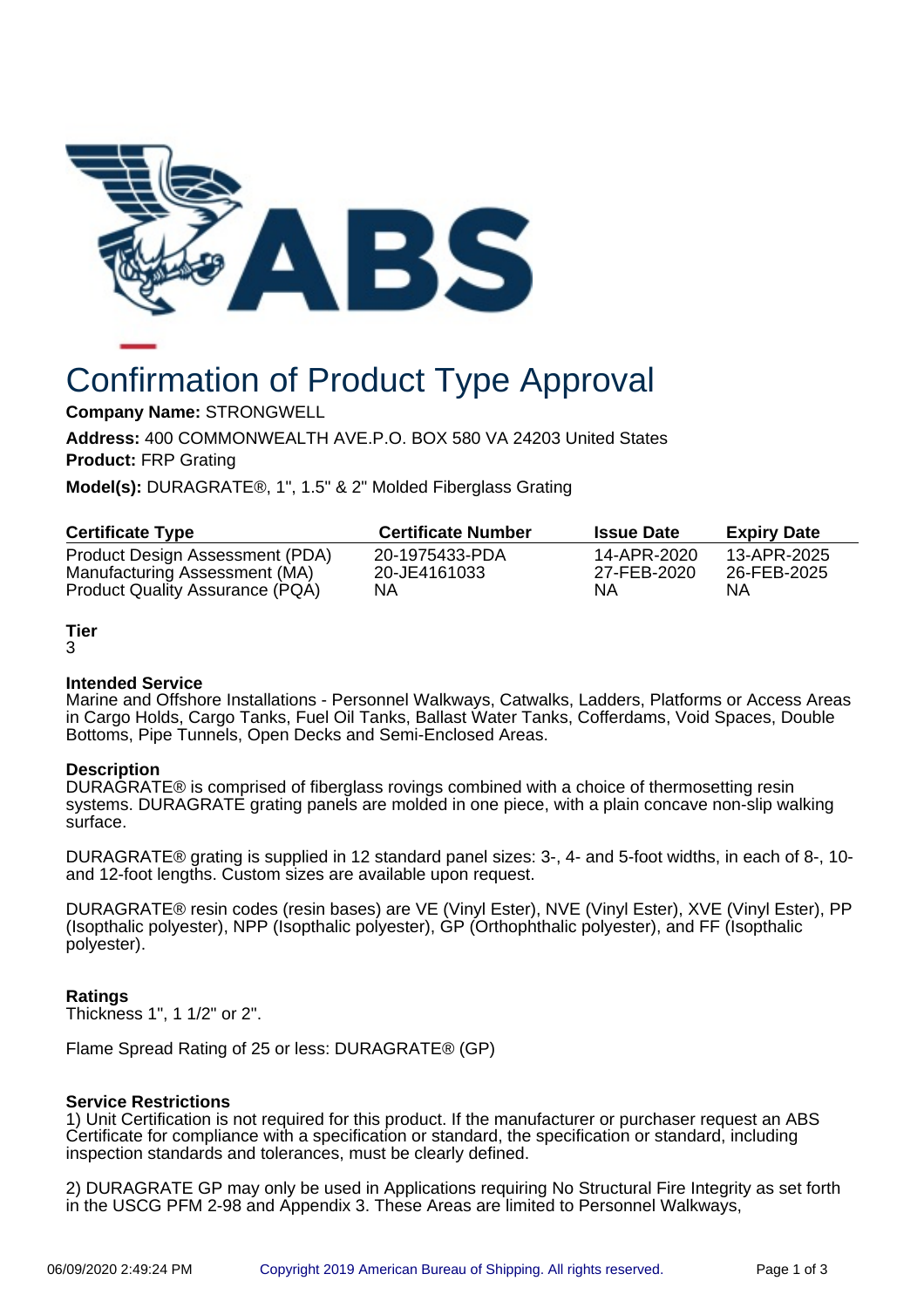# Confirmation of Product Type Approval

**Company Name:** STRONGWELL

**Address:** 400 COMMONWEALTH AVE.P.O. BOX 580 VA 24203 United States

**Product:** FRP Grating

**Model(s):** DURAGRATE®, 1", 1.5" & 2" Molded Fiberglass Grating

| Certificate Type | Certificate Number | Issue Date | Expiry Date |
|---|---|---|---|
| Product Design Assessment (PDA) | 20-1975433-PDA | 14-APR-2020 | 13-APR-2025 |
| Manufacturing Assessment (MA) | 20-JE4161033 | 27-FEB-2020 | 26-FEB-2025 |
| Product Quality Assurance (PQA) | NA | NA | NA |

**Tier**

3

**Intended Service**

Marine and Offshore Installations - Personnel Walkways, Catwalks, Ladders, Platforms or Access Areas in Cargo Holds, Cargo Tanks, Fuel Oil Tanks, Ballast Water Tanks, Cofferdams, Void Spaces, Double Bottoms, Pipe Tunnels, Open Decks and Semi-Enclosed Areas.

**Description**

DURAGRATE® is comprised of fiberglass rovings combined with a choice of thermosetting resin systems. DURAGRATE grating panels are molded in one piece, with a plain concave non-slip walking surface.

DURAGRATE® grating is supplied in 12 standard panel sizes: 3-, 4- and 5-foot widths, in each of 8-, 10- and 12-foot lengths. Custom sizes are available upon request.

DURAGRATE® resin codes (resin bases) are VE (Vinyl Ester), NVE (Vinyl Ester), XVE (Vinyl Ester), PP (Isopthalic polyester), NPP (Isopthalic polyester), GP (Orthophthalic polyester), and FF (Isopthalic polyester).

**Ratings**

Thickness 1", 1 1/2" or 2".

Flame Spread Rating of 25 or less: DURAGRATE® (GP)

**Service Restrictions**

1) Unit Certification is not required for this product. If the manufacturer or purchaser request an ABS Certificate for compliance with a specification or standard, the specification or standard, including inspection standards and tolerances, must be clearly defined.

2) DURAGRATE GP may only be used in Applications requiring No Structural Fire Integrity as set forth in the USCG PFM 2-98 and Appendix 3. These Areas are limited to Personnel Walkways,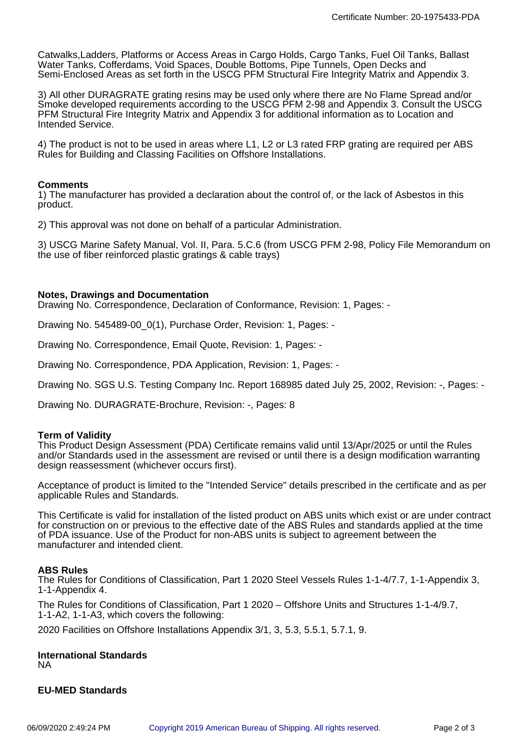Catwalks,Ladders, Platforms or Access Areas in Cargo Holds, Cargo Tanks, Fuel Oil Tanks, Ballast Water Tanks, Cofferdams, Void Spaces, Double Bottoms, Pipe Tunnels, Open Decks and Semi-Enclosed Areas as set forth in the USCG PFM Structural Fire Integrity Matrix and Appendix 3.

3) All other DURAGRATE grating resins may be used only where there are No Flame Spread and/or Smoke developed requirements according to the USCG PFM 2-98 and Appendix 3. Consult the USCG PFM Structural Fire Integrity Matrix and Appendix 3 for additional information as to Location and Intended Service.

4) The product is not to be used in areas where L1, L2 or L3 rated FRP grating are required per ABS Rules for Building and Classing Facilities on Offshore Installations.

**Comments**

1) The manufacturer has provided a declaration about the control of, or the lack of Asbestos in this product.

2) This approval was not done on behalf of a particular Administration.

3) USCG Marine Safety Manual, Vol. II, Para. 5.C.6 (from USCG PFM 2-98, Policy File Memorandum on the use of fiber reinforced plastic gratings & cable trays)

**Notes, Drawings and Documentation**

Drawing No. Correspondence, Declaration of Conformance, Revision: 1, Pages: -

Drawing No. 545489-00_0(1), Purchase Order, Revision: 1, Pages: -

Drawing No. Correspondence, Email Quote, Revision: 1, Pages: -

Drawing No. Correspondence, PDA Application, Revision: 1, Pages: -

Drawing No. SGS U.S. Testing Company Inc. Report 168985 dated July 25, 2002, Revision: -, Pages: -

Drawing No. DURAGRATE-Brochure, Revision: -, Pages: 8

**Term of Validity**

This Product Design Assessment (PDA) Certificate remains valid until 13/Apr/2025 or until the Rules and/or Standards used in the assessment are revised or until there is a design modification warranting design reassessment (whichever occurs first).

Acceptance of product is limited to the "Intended Service" details prescribed in the certificate and as per applicable Rules and Standards.

This Certificate is valid for installation of the listed product on ABS units which exist or are under contract for construction on or previous to the effective date of the ABS Rules and standards applied at the time of PDA issuance. Use of the Product for non-ABS units is subject to agreement between the manufacturer and intended client.

**ABS Rules**

The Rules for Conditions of Classification, Part 1 2020 Steel Vessels Rules 1-1-4/7.7, 1-1-Appendix 3, 1-1-Appendix 4.

The Rules for Conditions of Classification, Part 1 2020 – Offshore Units and Structures 1-1-4/9.7, 1-1-A2, 1-1-A3, which covers the following:

2020 Facilities on Offshore Installations Appendix 3/1, 3, 5.3, 5.5.1, 5.7.1, 9.

**International Standards**

NA

**EU-MED Standards**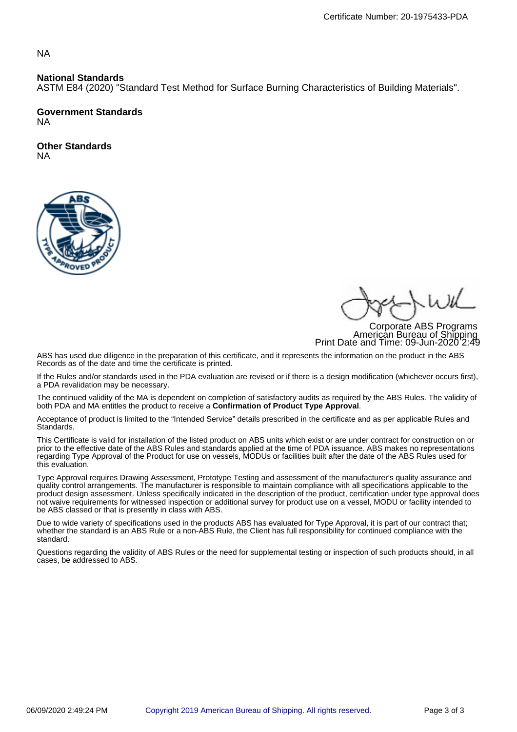NA

**National Standards**
ASTM E84 (2020) "Standard Test Method for Surface Burning Characteristics of Building Materials".

**Government Standards**
NA

**Other Standards**
NA

Corporate ABS Programs
American Bureau of Shipping
Print Date and Time: 09-Jun-2020 2:49

ABS has used due diligence in the preparation of this certificate, and it represents the information on the product in the ABS Records as of the date and time the certificate is printed.

If the Rules and/or standards used in the PDA evaluation are revised or if there is a design modification (whichever occurs first), a PDA revalidation may be necessary.

The continued validity of the MA is dependent on completion of satisfactory audits as required by the ABS Rules. The validity of both PDA and MA entitles the product to receive a **Confirmation of Product Type Approval**.

Acceptance of product is limited to the "Intended Service" details prescribed in the certificate and as per applicable Rules and Standards.

This Certificate is valid for installation of the listed product on ABS units which exist or are under contract for construction on or prior to the effective date of the ABS Rules and standards applied at the time of PDA issuance. ABS makes no representations regarding Type Approval of the Product for use on vessels, MODUs or facilities built after the date of the ABS Rules used for this evaluation.

Type Approval requires Drawing Assessment, Prototype Testing and assessment of the manufacturer's quality assurance and quality control arrangements. The manufacturer is responsible to maintain compliance with all specifications applicable to the product design assessment. Unless specifically indicated in the description of the product, certification under type approval does not waive requirements for witnessed inspection or additional survey for product use on a vessel, MODU or facility intended to be ABS classed or that is presently in class with ABS.

Due to wide variety of specifications used in the products ABS has evaluated for Type Approval, it is part of our contract that; whether the standard is an ABS Rule or a non-ABS Rule, the Client has full responsibility for continued compliance with the standard.

Questions regarding the validity of ABS Rules or the need for supplemental testing or inspection of such products should, in all cases, be addressed to ABS.